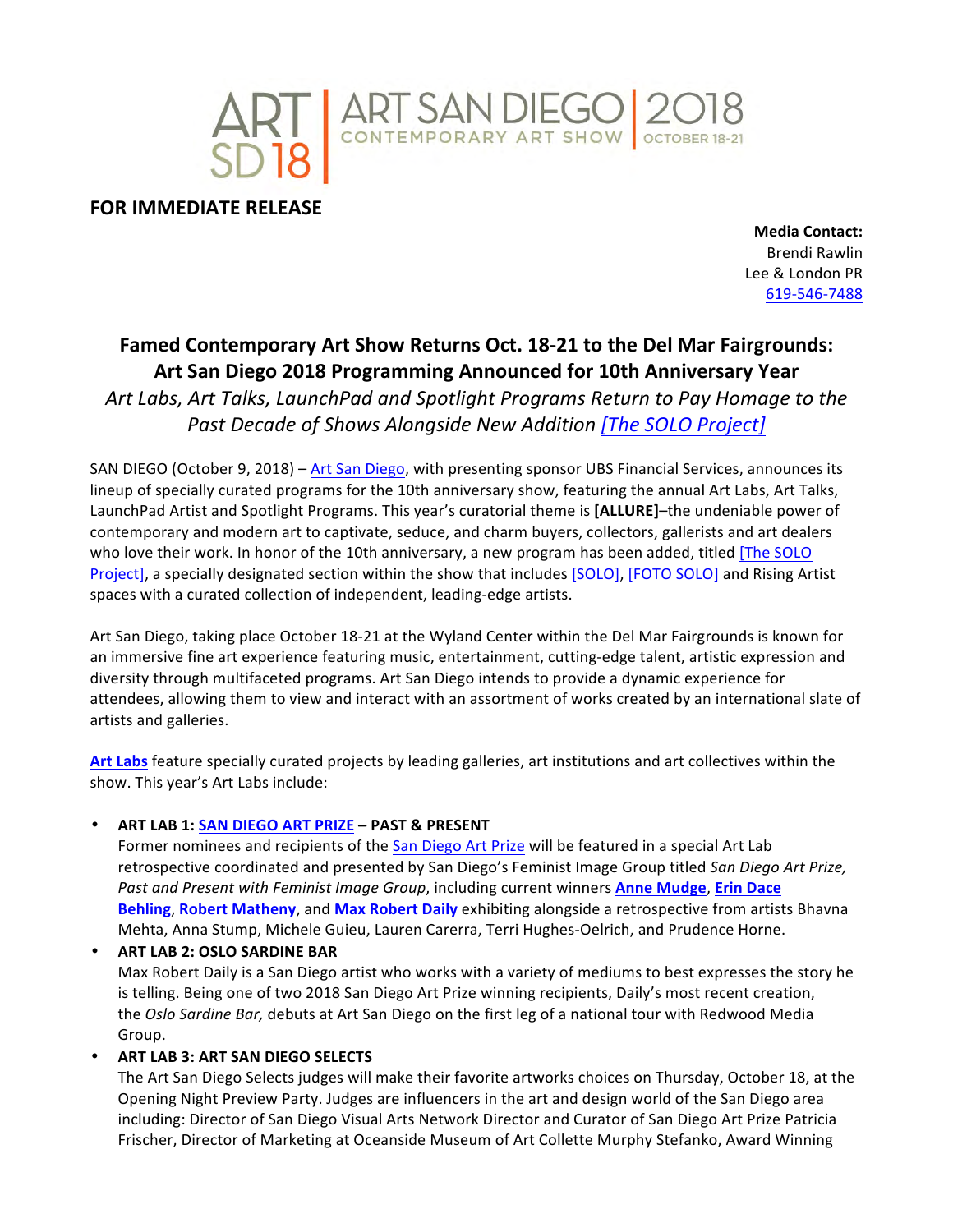ART SD 18 | ART SAN DIEGO CONTEMPORARY ART SHOW | 2018 OCTOBER 18-21

**FOR IMMEDIATE RELEASE**

**Media Contact:**
Brendi Rawlin
Lee & London PR
619-546-7488

## Famed Contemporary Art Show Returns Oct. 18-21 to the Del Mar Fairgrounds: Art San Diego 2018 Programming Announced for 10th Anniversary Year

*Art Labs, Art Talks, LaunchPad and Spotlight Programs Return to Pay Homage to the Past Decade of Shows Alongside New Addition [The SOLO Project]*

SAN DIEGO (October 9, 2018) – Art San Diego, with presenting sponsor UBS Financial Services, announces its lineup of specially curated programs for the 10th anniversary show, featuring the annual Art Labs, Art Talks, LaunchPad Artist and Spotlight Programs. This year's curatorial theme is **[ALLURE]**–the undeniable power of contemporary and modern art to captivate, seduce, and charm buyers, collectors, gallerists and art dealers who love their work. In honor of the 10th anniversary, a new program has been added, titled [The SOLO Project], a specially designated section within the show that includes [SOLO], [FOTO SOLO] and Rising Artist spaces with a curated collection of independent, leading-edge artists.

Art San Diego, taking place October 18-21 at the Wyland Center within the Del Mar Fairgrounds is known for an immersive fine art experience featuring music, entertainment, cutting-edge talent, artistic expression and diversity through multifaceted programs. Art San Diego intends to provide a dynamic experience for attendees, allowing them to view and interact with an assortment of works created by an international slate of artists and galleries.

**Art Labs** feature specially curated projects by leading galleries, art institutions and art collectives within the show. This year's Art Labs include:

- **ART LAB 1: SAN DIEGO ART PRIZE – PAST & PRESENT**
  Former nominees and recipients of the San Diego Art Prize will be featured in a special Art Lab retrospective coordinated and presented by San Diego's Feminist Image Group titled *San Diego Art Prize, Past and Present with Feminist Image Group*, including current winners **Anne Mudge**, **Erin Dace Behling**, **Robert Matheny**, and **Max Robert Daily** exhibiting alongside a retrospective from artists Bhavna Mehta, Anna Stump, Michele Guieu, Lauren Carerra, Terri Hughes-Oelrich, and Prudence Horne.
- **ART LAB 2: OSLO SARDINE BAR**
  Max Robert Daily is a San Diego artist who works with a variety of mediums to best expresses the story he is telling. Being one of two 2018 San Diego Art Prize winning recipients, Daily's most recent creation, the *Oslo Sardine Bar,* debuts at Art San Diego on the first leg of a national tour with Redwood Media Group.
- **ART LAB 3: ART SAN DIEGO SELECTS**
  The Art San Diego Selects judges will make their favorite artworks choices on Thursday, October 18, at the Opening Night Preview Party. Judges are influencers in the art and design world of the San Diego area including: Director of San Diego Visual Arts Network Director and Curator of San Diego Art Prize Patricia Frischer, Director of Marketing at Oceanside Museum of Art Collette Murphy Stefanko, Award Winning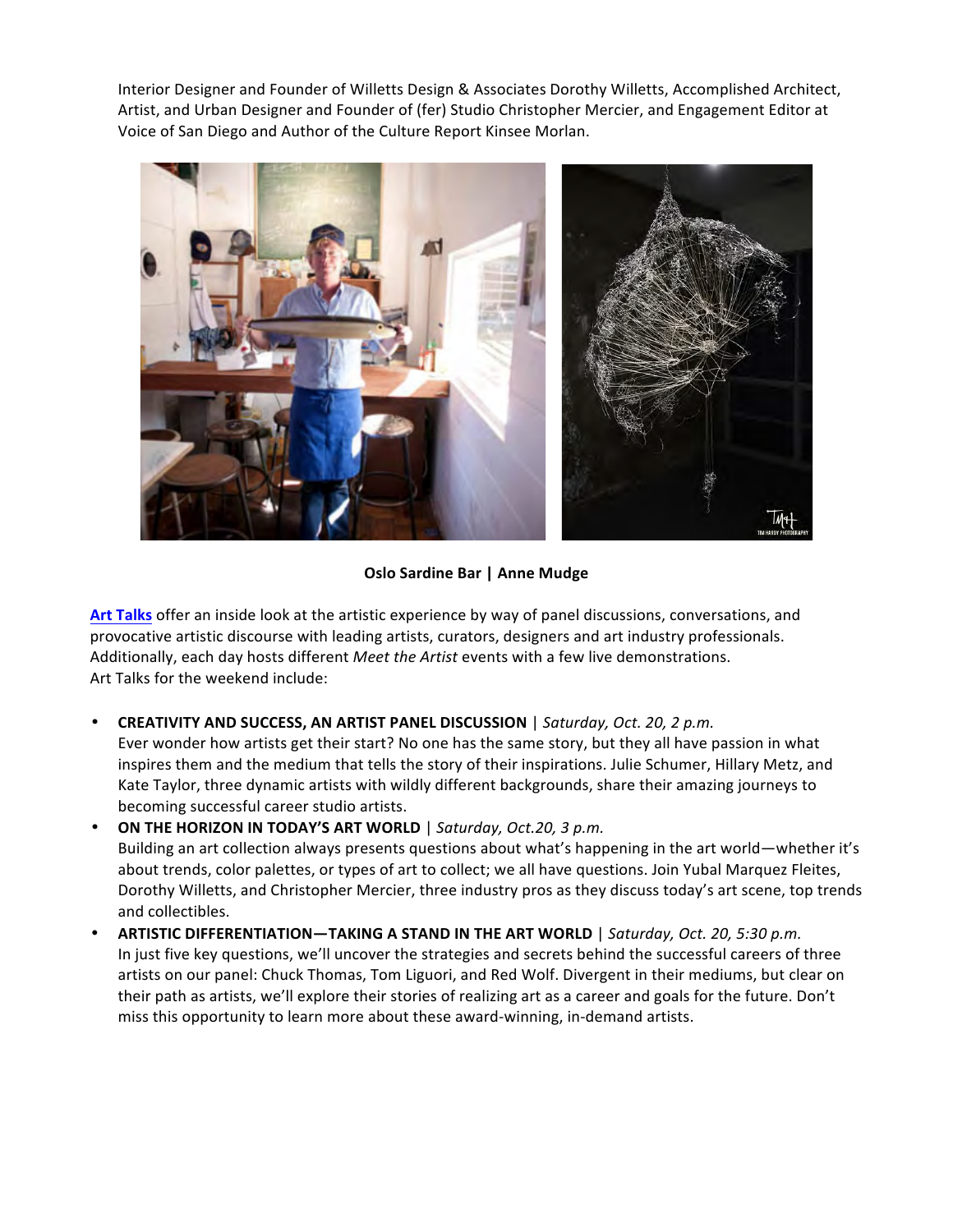Interior Designer and Founder of Willetts Design & Associates Dorothy Willetts, Accomplished Architect, Artist, and Urban Designer and Founder of (fer) Studio Christopher Mercier, and Engagement Editor at Voice of San Diego and Author of the Culture Report Kinsee Morlan.

**Oslo Sardine Bar | Anne Mudge**

Art Talks offer an inside look at the artistic experience by way of panel discussions, conversations, and provocative artistic discourse with leading artists, curators, designers and art industry professionals. Additionally, each day hosts different *Meet the Artist* events with a few live demonstrations. Art Talks for the weekend include:

- **CREATIVITY AND SUCCESS, AN ARTIST PANEL DISCUSSION** | *Saturday, Oct. 20, 2 p.m.*
  Ever wonder how artists get their start? No one has the same story, but they all have passion in what inspires them and the medium that tells the story of their inspirations. Julie Schumer, Hillary Metz, and Kate Taylor, three dynamic artists with wildly different backgrounds, share their amazing journeys to becoming successful career studio artists.
- **ON THE HORIZON IN TODAY'S ART WORLD** | *Saturday, Oct.20, 3 p.m.*
  Building an art collection always presents questions about what's happening in the art world—whether it's about trends, color palettes, or types of art to collect; we all have questions. Join Yubal Marquez Fleites, Dorothy Willetts, and Christopher Mercier, three industry pros as they discuss today's art scene, top trends and collectibles.
- **ARTISTIC DIFFERENTIATION—TAKING A STAND IN THE ART WORLD** | *Saturday, Oct. 20, 5:30 p.m.*
  In just five key questions, we'll uncover the strategies and secrets behind the successful careers of three artists on our panel: Chuck Thomas, Tom Liguori, and Red Wolf. Divergent in their mediums, but clear on their path as artists, we'll explore their stories of realizing art as a career and goals for the future. Don't miss this opportunity to learn more about these award-winning, in-demand artists.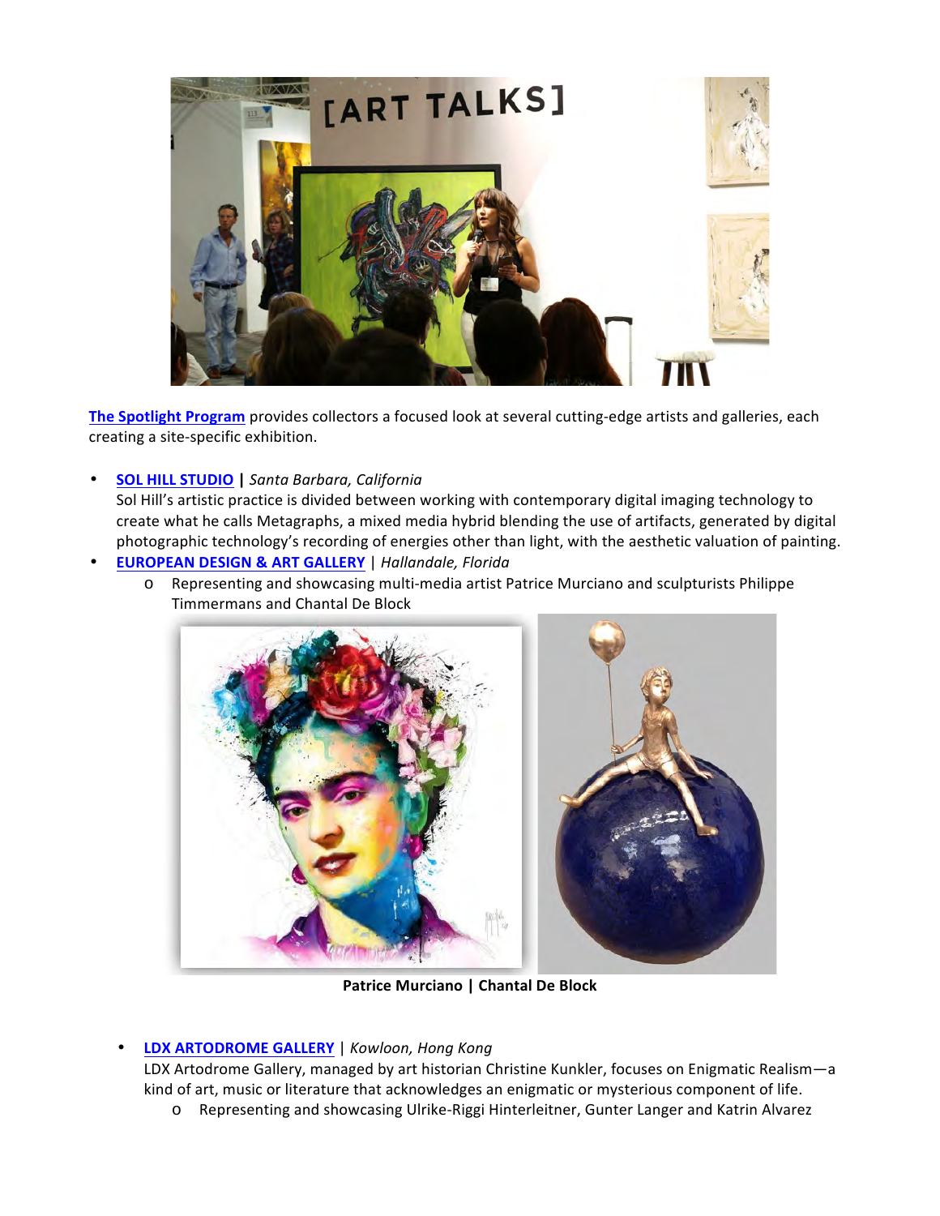**The Spotlight Program** provides collectors a focused look at several cutting-edge artists and galleries, each creating a site-specific exhibition.

- **SOL HILL STUDIO** | *Santa Barbara, California*
  Sol Hill's artistic practice is divided between working with contemporary digital imaging technology to create what he calls Metagraphs, a mixed media hybrid blending the use of artifacts, generated by digital photographic technology's recording of energies other than light, with the aesthetic valuation of painting.
- **EUROPEAN DESIGN & ART GALLERY** | *Hallandale, Florida*
  - Representing and showcasing multi-media artist Patrice Murciano and sculpturists Philippe Timmermans and Chantal De Block

**Patrice Murciano | Chantal De Block**

- **LDX ARTODROME GALLERY** | *Kowloon, Hong Kong*
  LDX Artodrome Gallery, managed by art historian Christine Kunkler, focuses on Enigmatic Realism—a kind of art, music or literature that acknowledges an enigmatic or mysterious component of life.
  - Representing and showcasing Ulrike-Riggi Hinterleitner, Gunter Langer and Katrin Alvarez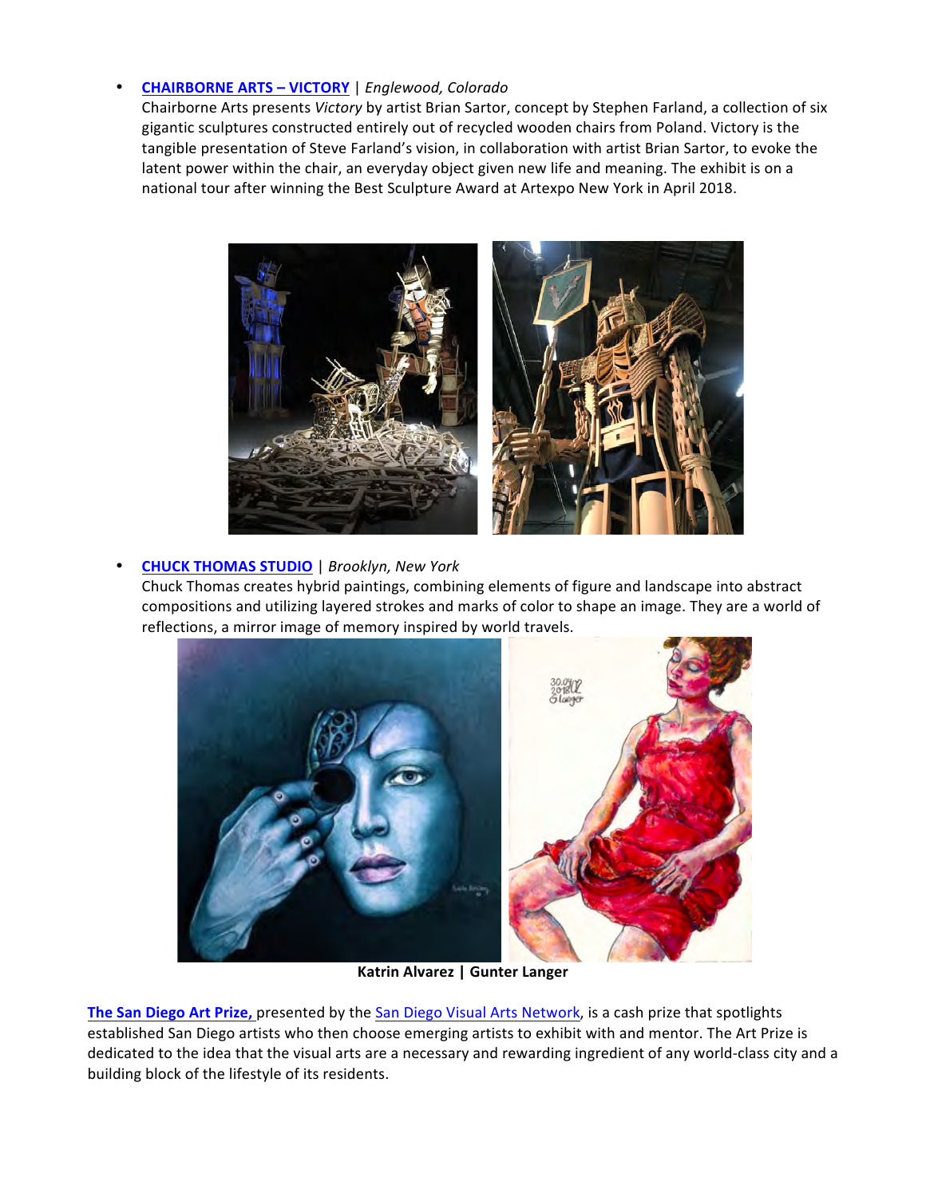- **CHAIRBORNE ARTS – VICTORY** | *Englewood, Colorado*
  Chairborne Arts presents *Victory* by artist Brian Sartor, concept by Stephen Farland, a collection of six gigantic sculptures constructed entirely out of recycled wooden chairs from Poland. Victory is the tangible presentation of Steve Farland's vision, in collaboration with artist Brian Sartor, to evoke the latent power within the chair, an everyday object given new life and meaning. The exhibit is on a national tour after winning the Best Sculpture Award at Artexpo New York in April 2018.

- **CHUCK THOMAS STUDIO** | *Brooklyn, New York*
  Chuck Thomas creates hybrid paintings, combining elements of figure and landscape into abstract compositions and utilizing layered strokes and marks of color to shape an image. They are a world of reflections, a mirror image of memory inspired by world travels.

**Katrin Alvarez | Gunter Langer**

**The San Diego Art Prize,** presented by the San Diego Visual Arts Network, is a cash prize that spotlights established San Diego artists who then choose emerging artists to exhibit with and mentor. The Art Prize is dedicated to the idea that the visual arts are a necessary and rewarding ingredient of any world-class city and a building block of the lifestyle of its residents.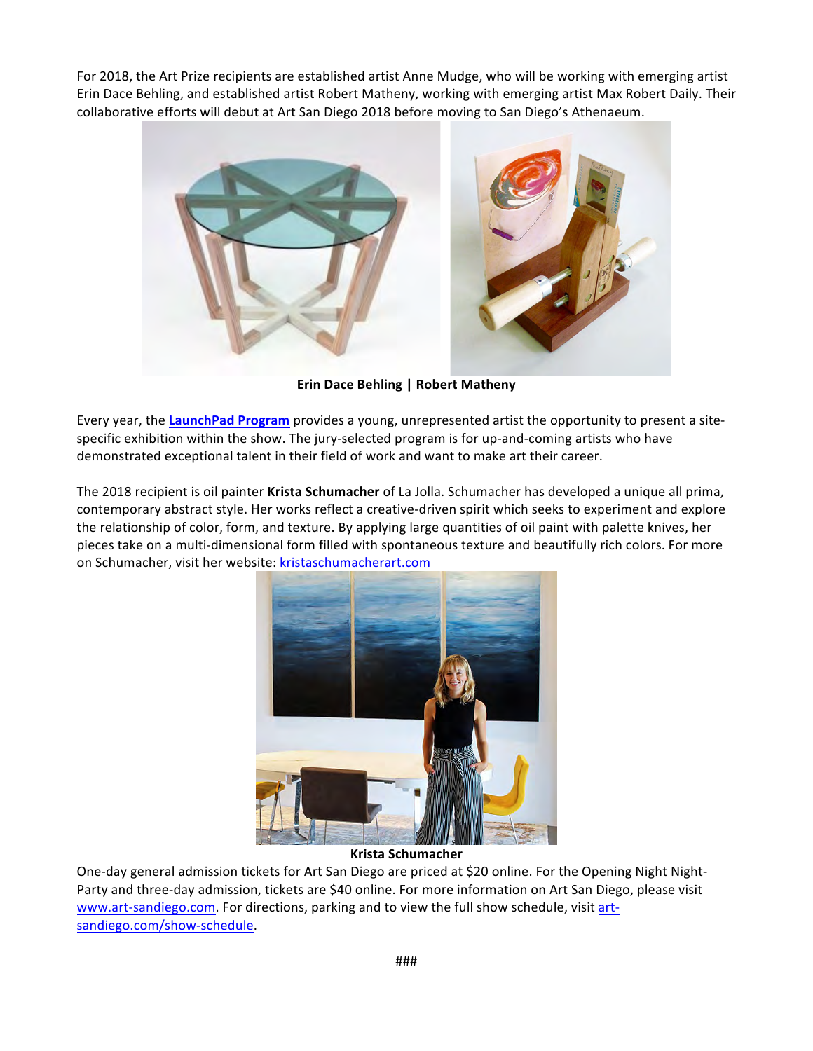For 2018, the Art Prize recipients are established artist Anne Mudge, who will be working with emerging artist Erin Dace Behling, and established artist Robert Matheny, working with emerging artist Max Robert Daily. Their collaborative efforts will debut at Art San Diego 2018 before moving to San Diego's Athenaeum.

**Erin Dace Behling | Robert Matheny**

Every year, the **LaunchPad Program** provides a young, unrepresented artist the opportunity to present a site-specific exhibition within the show. The jury-selected program is for up-and-coming artists who have demonstrated exceptional talent in their field of work and want to make art their career.

The 2018 recipient is oil painter **Krista Schumacher** of La Jolla. Schumacher has developed a unique all prima, contemporary abstract style. Her works reflect a creative-driven spirit which seeks to experiment and explore the relationship of color, form, and texture. By applying large quantities of oil paint with palette knives, her pieces take on a multi-dimensional form filled with spontaneous texture and beautifully rich colors. For more on Schumacher, visit her website: kristaschumacherart.com

**Krista Schumacher**

One-day general admission tickets for Art San Diego are priced at $20 online. For the Opening Night Night-Party and three-day admission, tickets are $40 online. For more information on Art San Diego, please visit www.art-sandiego.com. For directions, parking and to view the full show schedule, visit art-sandiego.com/show-schedule.

###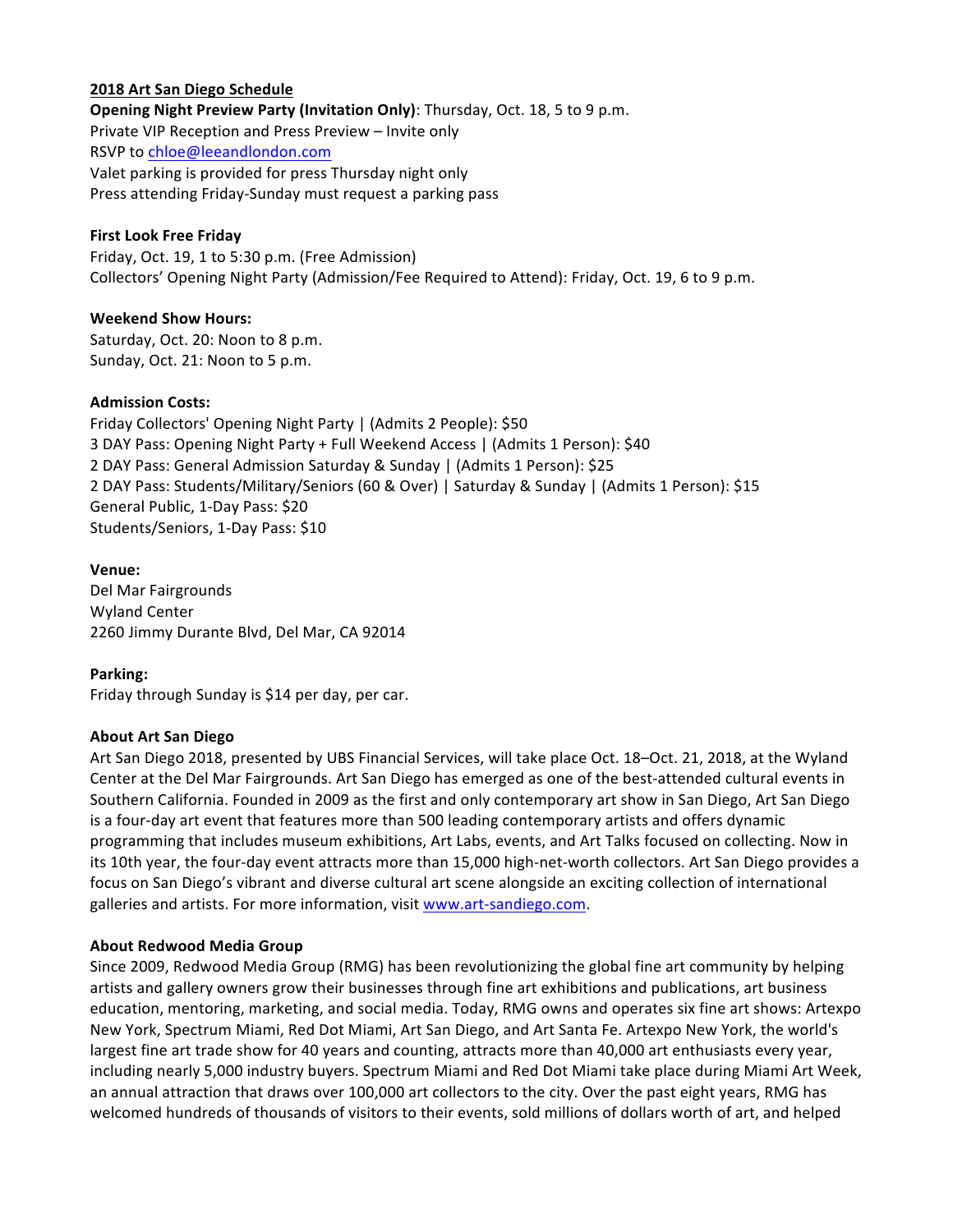**2018 Art San Diego Schedule**

**Opening Night Preview Party (Invitation Only)**: Thursday, Oct. 18, 5 to 9 p.m.
Private VIP Reception and Press Preview – Invite only
RSVP to chloe@leeandlondon.com
Valet parking is provided for press Thursday night only
Press attending Friday-Sunday must request a parking pass

**First Look Free Friday**
Friday, Oct. 19, 1 to 5:30 p.m. (Free Admission)
Collectors' Opening Night Party (Admission/Fee Required to Attend): Friday, Oct. 19, 6 to 9 p.m.

**Weekend Show Hours:**
Saturday, Oct. 20: Noon to 8 p.m.
Sunday, Oct. 21: Noon to 5 p.m.

**Admission Costs:**
Friday Collectors' Opening Night Party | (Admits 2 People): $50
3 DAY Pass: Opening Night Party + Full Weekend Access | (Admits 1 Person): $40
2 DAY Pass: General Admission Saturday & Sunday | (Admits 1 Person): $25
2 DAY Pass: Students/Military/Seniors (60 & Over) | Saturday & Sunday | (Admits 1 Person): $15
General Public, 1-Day Pass: $20
Students/Seniors, 1-Day Pass: $10

**Venue:**
Del Mar Fairgrounds
Wyland Center
2260 Jimmy Durante Blvd, Del Mar, CA 92014

**Parking:**
Friday through Sunday is $14 per day, per car.

**About Art San Diego**
Art San Diego 2018, presented by UBS Financial Services, will take place Oct. 18–Oct. 21, 2018, at the Wyland Center at the Del Mar Fairgrounds. Art San Diego has emerged as one of the best-attended cultural events in Southern California. Founded in 2009 as the first and only contemporary art show in San Diego, Art San Diego is a four-day art event that features more than 500 leading contemporary artists and offers dynamic programming that includes museum exhibitions, Art Labs, events, and Art Talks focused on collecting. Now in its 10th year, the four-day event attracts more than 15,000 high-net-worth collectors. Art San Diego provides a focus on San Diego's vibrant and diverse cultural art scene alongside an exciting collection of international galleries and artists. For more information, visit www.art-sandiego.com.

**About Redwood Media Group**
Since 2009, Redwood Media Group (RMG) has been revolutionizing the global fine art community by helping artists and gallery owners grow their businesses through fine art exhibitions and publications, art business education, mentoring, marketing, and social media. Today, RMG owns and operates six fine art shows: Artexpo New York, Spectrum Miami, Red Dot Miami, Art San Diego, and Art Santa Fe. Artexpo New York, the world's largest fine art trade show for 40 years and counting, attracts more than 40,000 art enthusiasts every year, including nearly 5,000 industry buyers. Spectrum Miami and Red Dot Miami take place during Miami Art Week, an annual attraction that draws over 100,000 art collectors to the city. Over the past eight years, RMG has welcomed hundreds of thousands of visitors to their events, sold millions of dollars worth of art, and helped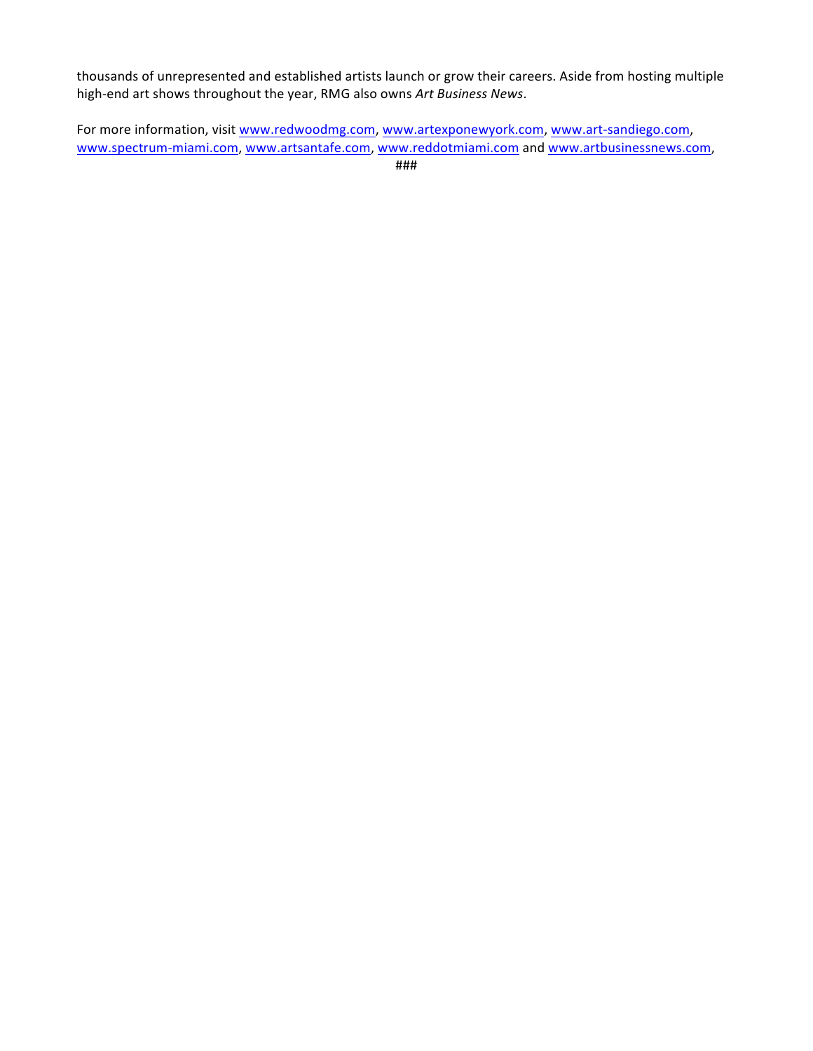thousands of unrepresented and established artists launch or grow their careers. Aside from hosting multiple high-end art shows throughout the year, RMG also owns *Art Business News*.

For more information, visit [www.redwoodmg.com](http://www.redwoodmg.com), [www.artexponewyork.com](http://www.artexponewyork.com), [www.art-sandiego.com](http://www.art-sandiego.com), [www.spectrum-miami.com](http://www.spectrum-miami.com), [www.artsantafe.com](http://www.artsantafe.com), [www.reddotmiami.com](http://www.reddotmiami.com) and [www.artbusinessnews.com](http://www.artbusinessnews.com),

###